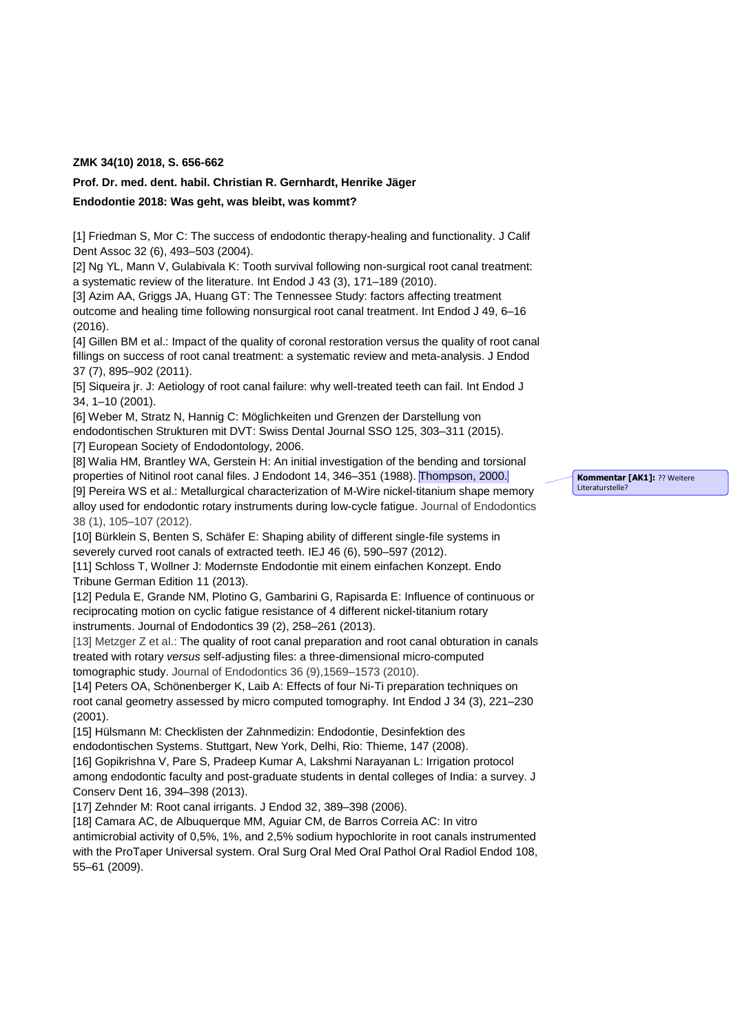**ZMK 34(10) 2018, S. 656-662**

**Prof. Dr. med. dent. habil. Christian R. Gernhardt, Henrike Jäger**

**Endodontie 2018: Was geht, was bleibt, was kommt?**

[1] Friedman S, Mor C: The success of endodontic therapy-healing and functionality. J Calif Dent Assoc 32 (6), 493–503 (2004).
[2] Ng YL, Mann V, Gulabivala K: Tooth survival following non-surgical root canal treatment: a systematic review of the literature. Int Endod J 43 (3), 171–189 (2010).
[3] Azim AA, Griggs JA, Huang GT: The Tennessee Study: factors affecting treatment outcome and healing time following nonsurgical root canal treatment. Int Endod J 49, 6–16 (2016).
[4] Gillen BM et al.: Impact of the quality of coronal restoration versus the quality of root canal fillings on success of root canal treatment: a systematic review and meta-analysis. J Endod 37 (7), 895–902 (2011).
[5] Siqueira jr. J: Aetiology of root canal failure: why well-treated teeth can fail. Int Endod J 34, 1–10 (2001).
[6] Weber M, Stratz N, Hannig C: Möglichkeiten und Grenzen der Darstellung von endodontischen Strukturen mit DVT: Swiss Dental Journal SSO 125, 303–311 (2015).
[7] European Society of Endodontology, 2006.
[8] Walia HM, Brantley WA, Gerstein H: An initial investigation of the bending and torsional properties of Nitinol root canal files. J Endodont 14, 346–351 (1988). Thompson, 2000.
[9] Pereira WS et al.: Metallurgical characterization of M-Wire nickel-titanium shape memory alloy used for endodontic rotary instruments during low-cycle fatigue. Journal of Endodontics 38 (1), 105–107 (2012).
[10] Bürklein S, Benten S, Schäfer E: Shaping ability of different single-file systems in severely curved root canals of extracted teeth. IEJ 46 (6), 590–597 (2012).
[11] Schloss T, Wollner J: Modernste Endodontie mit einem einfachen Konzept. Endo Tribune German Edition 11 (2013).
[12] Pedula E, Grande NM, Plotino G, Gambarini G, Rapisarda E: Influence of continuous or reciprocating motion on cyclic fatigue resistance of 4 different nickel-titanium rotary instruments. Journal of Endodontics 39 (2), 258–261 (2013).
[13] Metzger Z et al.: The quality of root canal preparation and root canal obturation in canals treated with rotary *versus* self-adjusting files: a three-dimensional micro-computed tomographic study. Journal of Endodontics 36 (9),1569–1573 (2010).
[14] Peters OA, Schönenberger K, Laib A: Effects of four Ni-Ti preparation techniques on root canal geometry assessed by micro computed tomography. Int Endod J 34 (3), 221–230 (2001).
[15] Hülsmann M: Checklisten der Zahnmedizin: Endodontie, Desinfektion des endodontischen Systems. Stuttgart, New York, Delhi, Rio: Thieme, 147 (2008).
[16] Gopikrishna V, Pare S, Pradeep Kumar A, Lakshmi Narayanan L: Irrigation protocol among endodontic faculty and post-graduate students in dental colleges of India: a survey. J Conserv Dent 16, 394–398 (2013).
[17] Zehnder M: Root canal irrigants. J Endod 32, 389–398 (2006).
[18] Camara AC, de Albuquerque MM, Aguiar CM, de Barros Correia AC: In vitro antimicrobial activity of 0,5%, 1%, and 2,5% sodium hypochlorite in root canals instrumented with the ProTaper Universal system. Oral Surg Oral Med Oral Pathol Oral Radiol Endod 108, 55–61 (2009).

**Kommentar [AK1]:** ?? Weitere Literaturstelle?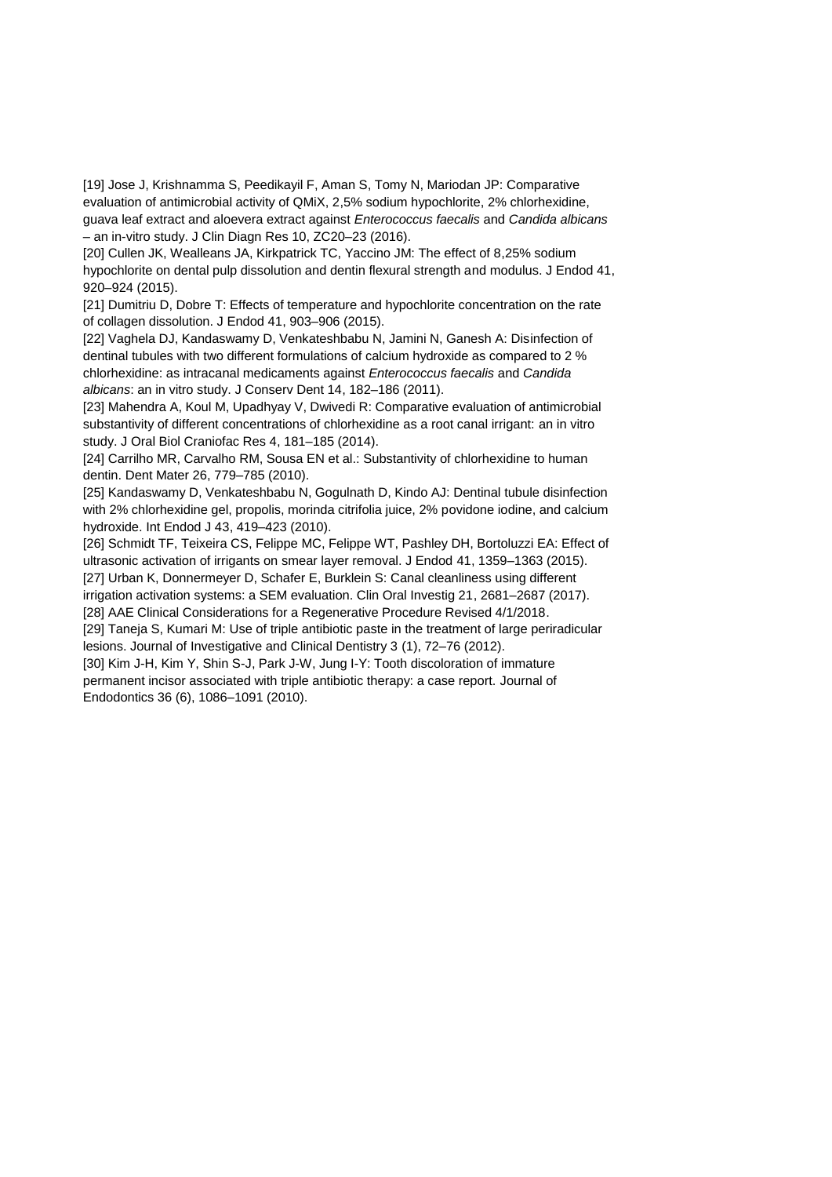[19] Jose J, Krishnamma S, Peedikayil F, Aman S, Tomy N, Mariodan JP: Comparative evaluation of antimicrobial activity of QMiX, 2,5% sodium hypochlorite, 2% chlorhexidine, guava leaf extract and aloevera extract against *Enterococcus faecalis* and *Candida albicans* – an in-vitro study. J Clin Diagn Res 10, ZC20–23 (2016).

[20] Cullen JK, Wealleans JA, Kirkpatrick TC, Yaccino JM: The effect of 8,25% sodium hypochlorite on dental pulp dissolution and dentin flexural strength and modulus. J Endod 41, 920–924 (2015).

[21] Dumitriu D, Dobre T: Effects of temperature and hypochlorite concentration on the rate of collagen dissolution. J Endod 41, 903–906 (2015).

[22] Vaghela DJ, Kandaswamy D, Venkateshbabu N, Jamini N, Ganesh A: Disinfection of dentinal tubules with two different formulations of calcium hydroxide as compared to 2 % chlorhexidine: as intracanal medicaments against *Enterococcus faecalis* and *Candida albicans*: an in vitro study. J Conserv Dent 14, 182–186 (2011).

[23] Mahendra A, Koul M, Upadhyay V, Dwivedi R: Comparative evaluation of antimicrobial substantivity of different concentrations of chlorhexidine as a root canal irrigant: an in vitro study. J Oral Biol Craniofac Res 4, 181–185 (2014).

[24] Carrilho MR, Carvalho RM, Sousa EN et al.: Substantivity of chlorhexidine to human dentin. Dent Mater 26, 779–785 (2010).

[25] Kandaswamy D, Venkateshbabu N, Gogulnath D, Kindo AJ: Dentinal tubule disinfection with 2% chlorhexidine gel, propolis, morinda citrifolia juice, 2% povidone iodine, and calcium hydroxide. Int Endod J 43, 419–423 (2010).

[26] Schmidt TF, Teixeira CS, Felippe MC, Felippe WT, Pashley DH, Bortoluzzi EA: Effect of ultrasonic activation of irrigants on smear layer removal. J Endod 41, 1359–1363 (2015).

[27] Urban K, Donnermeyer D, Schafer E, Burklein S: Canal cleanliness using different irrigation activation systems: a SEM evaluation. Clin Oral Investig 21, 2681–2687 (2017).

[28] AAE Clinical Considerations for a Regenerative Procedure Revised 4/1/2018.

[29] Taneja S, Kumari M: Use of triple antibiotic paste in the treatment of large periradicular lesions. Journal of Investigative and Clinical Dentistry 3 (1), 72–76 (2012).

[30] Kim J-H, Kim Y, Shin S-J, Park J-W, Jung I-Y: Tooth discoloration of immature permanent incisor associated with triple antibiotic therapy: a case report. Journal of Endodontics 36 (6), 1086–1091 (2010).